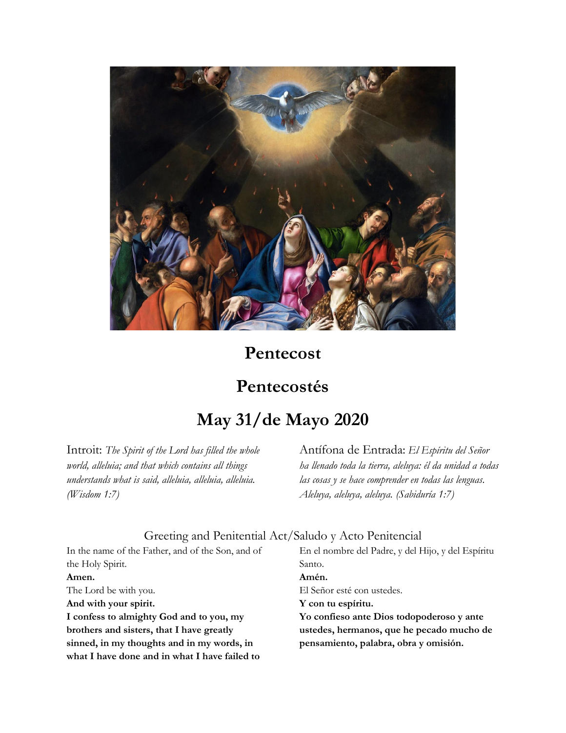# Pentecost

# Pentecostés

# May 31/de Mayo 2020

Introit: *The Spirit of the Lord has filled the whole world, alleluia; and that which contains all things understands what is said, alleluia, alleluia, alleluia. (Wisdom 1:7)*

Antífona de Entrada: *El Espíritu del Señor ha llenado toda la tierra, aleluya: él da unidad a todas las cosas y se hace comprender en todas las lenguas. Aleluya, aleluya, aleluya. (Sabiduría 1:7)*

## Greeting and Penitential Act/Saludo y Acto Penitencial

In the name of the Father, and of the Son, and of the Holy Spirit.

**Amen.**

The Lord be with you.

**And with your spirit.**

**I confess to almighty God and to you, my brothers and sisters, that I have greatly sinned, in my thoughts and in my words, in what I have done and in what I have failed to**

En el nombre del Padre, y del Hijo, y del Espíritu Santo.

**Amén.**

El Señor esté con ustedes.

**Y con tu espíritu.**

**Yo confieso ante Dios todopoderoso y ante ustedes, hermanos, que he pecado mucho de pensamiento, palabra, obra y omisión.**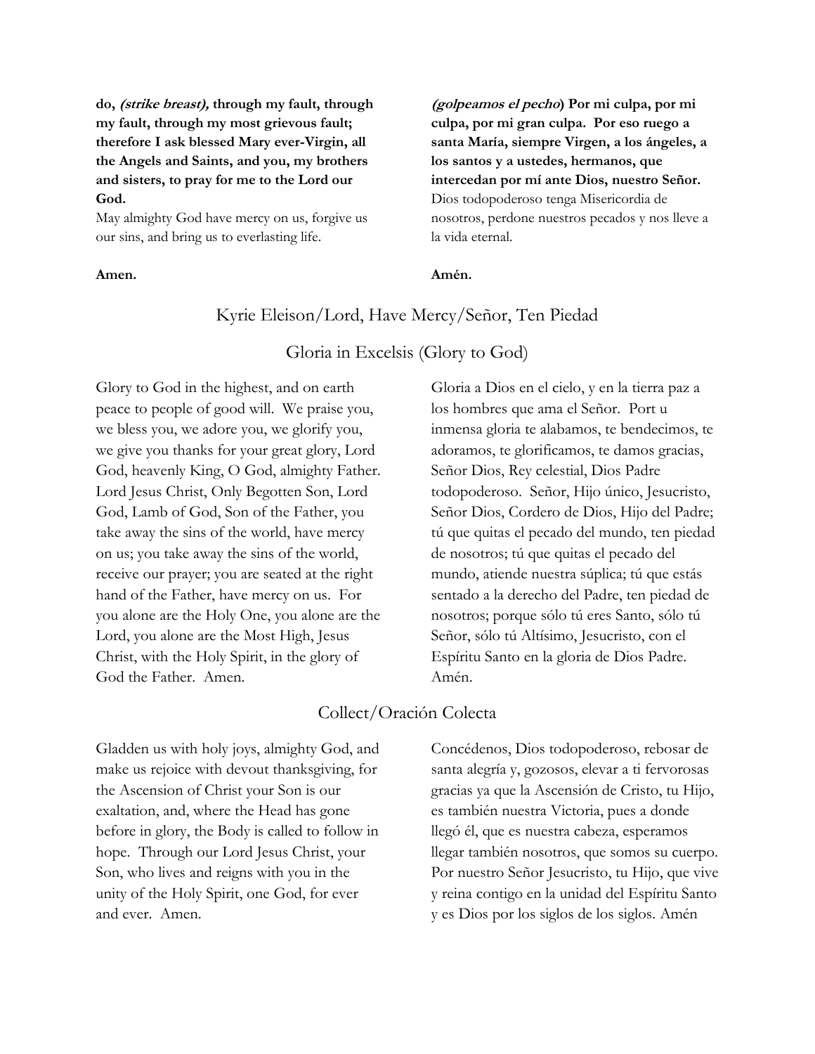**do, *(strike breast),* through my fault, through my fault, through my most grievous fault; therefore I ask blessed Mary ever-Virgin, all the Angels and Saints, and you, my brothers and sisters, to pray for me to the Lord our God.**
May almighty God have mercy on us, forgive us our sins, and bring us to everlasting life.

**Amen.**

***(golpeamos el pecho*) Por mi culpa, por mi culpa, por mi gran culpa. Por eso ruego a santa María, siempre Virgen, a los ángeles, a los santos y a ustedes, hermanos, que intercedan por mí ante Dios, nuestro Señor.**
Dios todopoderoso tenga Misericordia de nosotros, perdone nuestros pecados y nos lleve a la vida eternal.

**Amén.**

## Kyrie Eleison/Lord, Have Mercy/Señor, Ten Piedad

## Gloria in Excelsis (Glory to God)

Glory to God in the highest, and on earth peace to people of good will. We praise you, we bless you, we adore you, we glorify you, we give you thanks for your great glory, Lord God, heavenly King, O God, almighty Father. Lord Jesus Christ, Only Begotten Son, Lord God, Lamb of God, Son of the Father, you take away the sins of the world, have mercy on us; you take away the sins of the world, receive our prayer; you are seated at the right hand of the Father, have mercy on us. For you alone are the Holy One, you alone are the Lord, you alone are the Most High, Jesus Christ, with the Holy Spirit, in the glory of God the Father. Amen.

Gloria a Dios en el cielo, y en la tierra paz a los hombres que ama el Señor. Port u inmensa gloria te alabamos, te bendecimos, te adoramos, te glorificamos, te damos gracias, Señor Dios, Rey celestial, Dios Padre todopoderoso. Señor, Hijo único, Jesucristo, Señor Dios, Cordero de Dios, Hijo del Padre; tú que quitas el pecado del mundo, ten piedad de nosotros; tú que quitas el pecado del mundo, atiende nuestra súplica; tú que estás sentado a la derecho del Padre, ten piedad de nosotros; porque sólo tú eres Santo, sólo tú Señor, sólo tú Altísimo, Jesucristo, con el Espíritu Santo en la gloria de Dios Padre. Amén.

## Collect/Oración Colecta

Gladden us with holy joys, almighty God, and make us rejoice with devout thanksgiving, for the Ascension of Christ your Son is our exaltation, and, where the Head has gone before in glory, the Body is called to follow in hope. Through our Lord Jesus Christ, your Son, who lives and reigns with you in the unity of the Holy Spirit, one God, for ever and ever. Amen.

Concédenos, Dios todopoderoso, rebosar de santa alegría y, gozosos, elevar a ti fervorosas gracias ya que la Ascensión de Cristo, tu Hijo, es también nuestra Victoria, pues a donde llegó él, que es nuestra cabeza, esperamos llegar también nosotros, que somos su cuerpo. Por nuestro Señor Jesucristo, tu Hijo, que vive y reina contigo en la unidad del Espíritu Santo y es Dios por los siglos de los siglos. Amén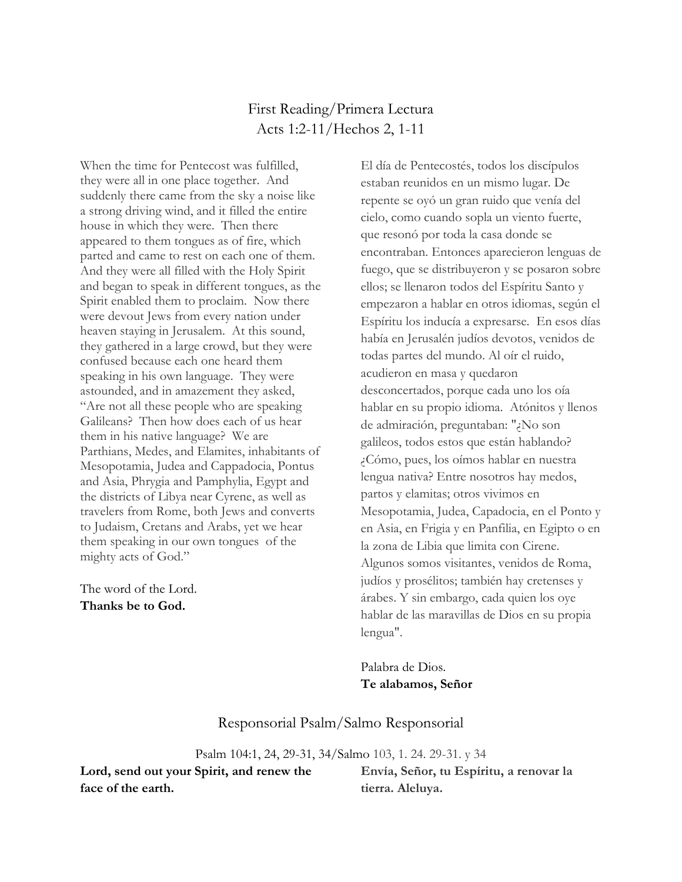## First Reading/Primera Lectura
### Acts 1:2-11/Hechos 2, 1-11

When the time for Pentecost was fulfilled, they were all in one place together. And suddenly there came from the sky a noise like a strong driving wind, and it filled the entire house in which they were. Then there appeared to them tongues as of fire, which parted and came to rest on each one of them. And they were all filled with the Holy Spirit and began to speak in different tongues, as the Spirit enabled them to proclaim. Now there were devout Jews from every nation under heaven staying in Jerusalem. At this sound, they gathered in a large crowd, but they were confused because each one heard them speaking in his own language. They were astounded, and in amazement they asked, "Are not all these people who are speaking Galileans? Then how does each of us hear them in his native language? We are Parthians, Medes, and Elamites, inhabitants of Mesopotamia, Judea and Cappadocia, Pontus and Asia, Phrygia and Pamphylia, Egypt and the districts of Libya near Cyrene, as well as travelers from Rome, both Jews and converts to Judaism, Cretans and Arabs, yet we hear them speaking in our own tongues of the mighty acts of God."

The word of the Lord.
**Thanks be to God.**

El día de Pentecostés, todos los discípulos estaban reunidos en un mismo lugar. De repente se oyó un gran ruido que venía del cielo, como cuando sopla un viento fuerte, que resonó por toda la casa donde se encontraban. Entonces aparecieron lenguas de fuego, que se distribuyeron y se posaron sobre ellos; se llenaron todos del Espíritu Santo y empezaron a hablar en otros idiomas, según el Espíritu los inducía a expresarse. En esos días había en Jerusalén judíos devotos, venidos de todas partes del mundo. Al oír el ruido, acudieron en masa y quedaron desconcertados, porque cada uno los oía hablar en su propio idioma. Atónitos y llenos de admiración, preguntaban: "¿No son galileos, todos estos que están hablando? ¿Cómo, pues, los oímos hablar en nuestra lengua nativa? Entre nosotros hay medos, partos y elamitas; otros vivimos en Mesopotamia, Judea, Capadocia, en el Ponto y en Asia, en Frigia y en Panfilia, en Egipto o en la zona de Libia que limita con Cirene. Algunos somos visitantes, venidos de Roma, judíos y prosélitos; también hay cretenses y árabes. Y sin embargo, cada quien los oye hablar de las maravillas de Dios en su propia lengua".

Palabra de Dios.
**Te alabamos, Señor**

## Responsorial Psalm/Salmo Responsorial

Psalm 104:1, 24, 29-31, 34/Salmo 103, 1. 24. 29-31. y 34

**Lord, send out your Spirit, and renew the face of the earth.**

**Envía, Señor, tu Espíritu, a renovar la tierra. Aleluya.**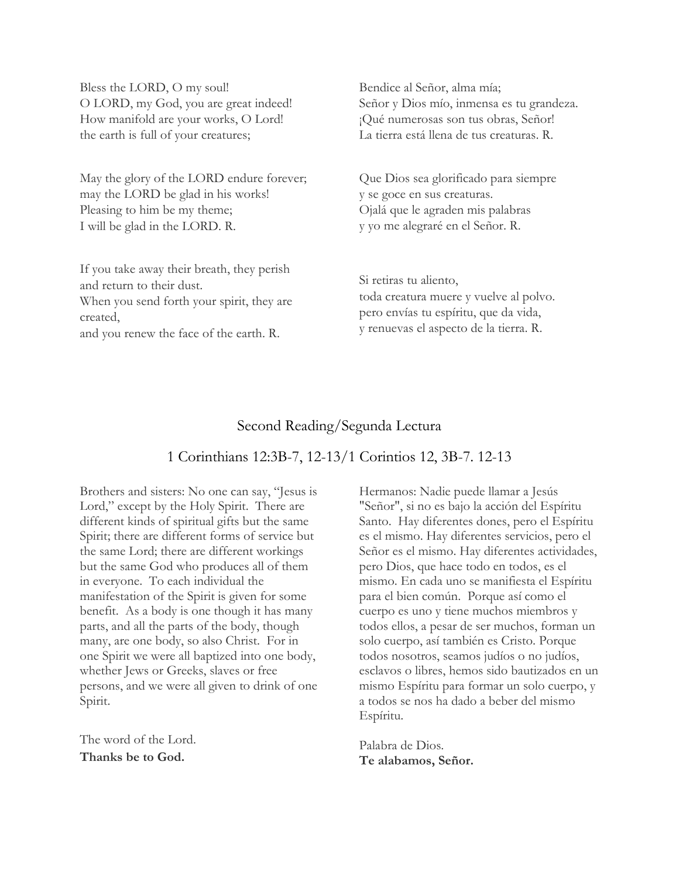Bless the LORD, O my soul!
O LORD, my God, you are great indeed!
How manifold are your works, O Lord!
the earth is full of your creatures;

May the glory of the LORD endure forever;
may the LORD be glad in his works!
Pleasing to him be my theme;
I will be glad in the LORD. R.

If you take away their breath, they perish
and return to their dust.
When you send forth your spirit, they are created,
and you renew the face of the earth. R.

Bendice al Señor, alma mía;
Señor y Dios mío, inmensa es tu grandeza.
¡Qué numerosas son tus obras, Señor!
La tierra está llena de tus creaturas. R.

Que Dios sea glorificado para siempre
y se goce en sus creaturas.
Ojalá que le agraden mis palabras
y yo me alegraré en el Señor. R.

Si retiras tu aliento,
toda creatura muere y vuelve al polvo.
pero envías tu espíritu, que da vida,
y renuevas el aspecto de la tierra. R.

## Second Reading/Segunda Lectura

### 1 Corinthians 12:3B-7, 12-13/1 Corintios 12, 3B-7. 12-13

Brothers and sisters: No one can say, "Jesus is Lord," except by the Holy Spirit. There are different kinds of spiritual gifts but the same Spirit; there are different forms of service but the same Lord; there are different workings but the same God who produces all of them in everyone. To each individual the manifestation of the Spirit is given for some benefit. As a body is one though it has many parts, and all the parts of the body, though many, are one body, so also Christ. For in one Spirit we were all baptized into one body, whether Jews or Greeks, slaves or free persons, and we were all given to drink of one Spirit.

The word of the Lord.
**Thanks be to God.**

Hermanos: Nadie puede llamar a Jesús "Señor", si no es bajo la acción del Espíritu Santo. Hay diferentes dones, pero el Espíritu es el mismo. Hay diferentes servicios, pero el Señor es el mismo. Hay diferentes actividades, pero Dios, que hace todo en todos, es el mismo. En cada uno se manifiesta el Espíritu para el bien común. Porque así como el cuerpo es uno y tiene muchos miembros y todos ellos, a pesar de ser muchos, forman un solo cuerpo, así también es Cristo. Porque todos nosotros, seamos judíos o no judíos, esclavos o libres, hemos sido bautizados en un mismo Espíritu para formar un solo cuerpo, y a todos se nos ha dado a beber del mismo Espíritu.

Palabra de Dios.
**Te alabamos, Señor.**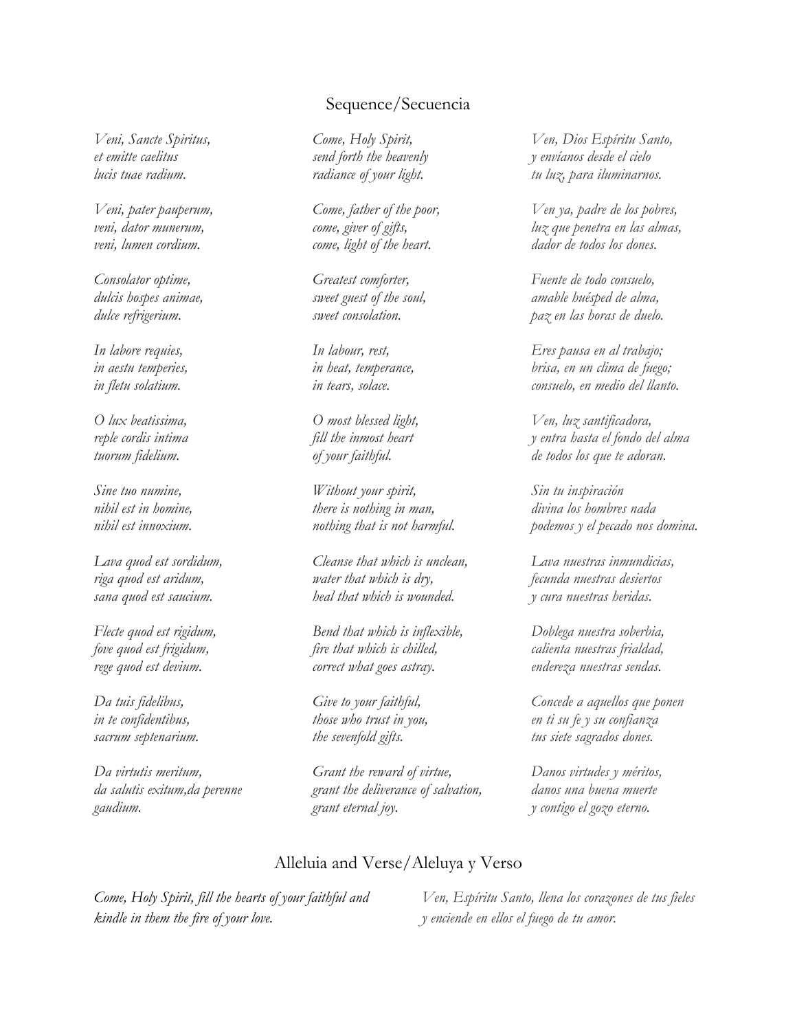## Sequence/Secuencia

*Veni, Sancte Spiritus,*
*et emitte caelitus*
*lucis tuae radium.*

*Veni, pater pauperum,*
*veni, dator munerum,*
*veni, lumen cordium.*

*Consolator optime,*
*dulcis hospes animae,*
*dulce refrigerium.*

*In labore requies,*
*in aestu temperies,*
*in fletu solatium.*

*O lux beatissima,*
*reple cordis intima*
*tuorum fidelium.*

*Sine tuo numine,*
*nihil est in homine,*
*nihil est innoxium.*

*Lava quod est sordidum,*
*riga quod est aridum,*
*sana quod est saucium.*

*Flecte quod est rigidum,*
*fove quod est frigidum,*
*rege quod est devium.*

*Da tuis fidelibus,*
*in te confidentibus,*
*sacrum septenarium.*

*Da virtutis meritum,*
*da salutis exitum,da perenne*
*gaudium.*

*Come, Holy Spirit,*
*send forth the heavenly*
*radiance of your light.*

*Come, father of the poor,*
*come, giver of gifts,*
*come, light of the heart.*

*Greatest comforter,*
*sweet guest of the soul,*
*sweet consolation.*

*In labour, rest,*
*in heat, temperance,*
*in tears, solace.*

*O most blessed light,*
*fill the inmost heart*
*of your faithful.*

*Without your spirit,*
*there is nothing in man,*
*nothing that is not harmful.*

*Cleanse that which is unclean,*
*water that which is dry,*
*heal that which is wounded.*

*Bend that which is inflexible,*
*fire that which is chilled,*
*correct what goes astray.*

*Give to your faithful,*
*those who trust in you,*
*the sevenfold gifts.*

*Grant the reward of virtue,*
*grant the deliverance of salvation,*
*grant eternal joy.*

*Ven, Dios Espíritu Santo,*
*y envíanos desde el cielo*
*tu luz, para iluminarnos.*

*Ven ya, padre de los pobres,*
*luz que penetra en las almas,*
*dador de todos los dones.*

*Fuente de todo consuelo,*
*amable huésped de alma,*
*paz en las horas de duelo.*

*Eres pausa en al trabajo;*
*brisa, en un clima de fuego;*
*consuelo, en medio del llanto.*

*Ven, luz santificadora,*
*y entra hasta el fondo del alma*
*de todos los que te adoran.*

*Sin tu inspiración*
*divina los hombres nada*
*podemos y el pecado nos domina.*

*Lava nuestras inmundicias,*
*fecunda nuestras desiertos*
*y cura nuestras heridas.*

*Doblega nuestra soberbia,*
*calienta nuestras frialdad,*
*endereza nuestras sendas.*

*Concede a aquellos que ponen*
*en ti su fe y su confianza*
*tus siete sagrados dones.*

*Danos virtudes y méritos,*
*danos una buena muerte*
*y contigo el gozo eterno.*

## Alleluia and Verse/Aleluya y Verso

*Come, Holy Spirit, fill the hearts of your faithful and kindle in them the fire of your love.*

*Ven, Espíritu Santo, llena los corazones de tus fieles y enciende en ellos el fuego de tu amor.*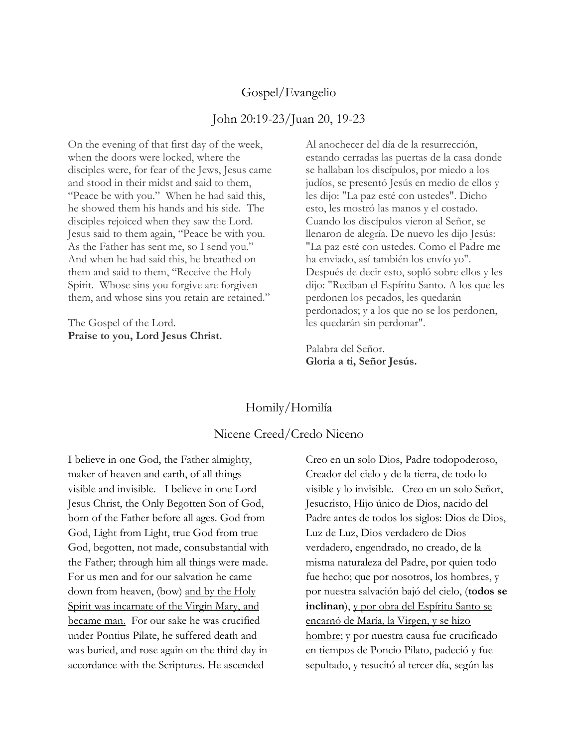## Gospel/Evangelio

### John 20:19-23/Juan 20, 19-23

On the evening of that first day of the week, when the doors were locked, where the disciples were, for fear of the Jews, Jesus came and stood in their midst and said to them, "Peace be with you." When he had said this, he showed them his hands and his side. The disciples rejoiced when they saw the Lord. Jesus said to them again, "Peace be with you. As the Father has sent me, so I send you." And when he had said this, he breathed on them and said to them, "Receive the Holy Spirit. Whose sins you forgive are forgiven them, and whose sins you retain are retained."

The Gospel of the Lord.
**Praise to you, Lord Jesus Christ.**

Al anochecer del día de la resurrección, estando cerradas las puertas de la casa donde se hallaban los discípulos, por miedo a los judíos, se presentó Jesús en medio de ellos y les dijo: "La paz esté con ustedes". Dicho esto, les mostró las manos y el costado. Cuando los discípulos vieron al Señor, se llenaron de alegría. De nuevo les dijo Jesús: "La paz esté con ustedes. Como el Padre me ha enviado, así también los envío yo". Después de decir esto, sopló sobre ellos y les dijo: "Reciban el Espíritu Santo. A los que les perdonen los pecados, les quedarán perdonados; y a los que no se los perdonen, les quedarán sin perdonar".

Palabra del Señor.
**Gloria a ti, Señor Jesús.**

## Homily/Homilía

## Nicene Creed/Credo Niceno

I believe in one God, the Father almighty, maker of heaven and earth, of all things visible and invisible. I believe in one Lord Jesus Christ, the Only Begotten Son of God, born of the Father before all ages. God from God, Light from Light, true God from true God, begotten, not made, consubstantial with the Father; through him all things were made. For us men and for our salvation he came down from heaven, (bow) <u>and by the Holy Spirit was incarnate of the Virgin Mary, and became man.</u> For our sake he was crucified under Pontius Pilate, he suffered death and was buried, and rose again on the third day in accordance with the Scriptures. He ascended

Creo en un solo Dios, Padre todopoderoso, Creador del cielo y de la tierra, de todo lo visible y lo invisible. Creo en un solo Señor, Jesucristo, Hijo único de Dios, nacido del Padre antes de todos los siglos: Dios de Dios, Luz de Luz, Dios verdadero de Dios verdadero, engendrado, no creado, de la misma naturaleza del Padre, por quien todo fue hecho; que por nosotros, los hombres, y por nuestra salvación bajó del cielo, (**todos se inclinan**), <u>y por obra del Espíritu Santo se encarnó de María, la Virgen, y se hizo hombre</u>; y por nuestra causa fue crucificado en tiempos de Poncio Pilato, padeció y fue sepultado, y resucitó al tercer día, según las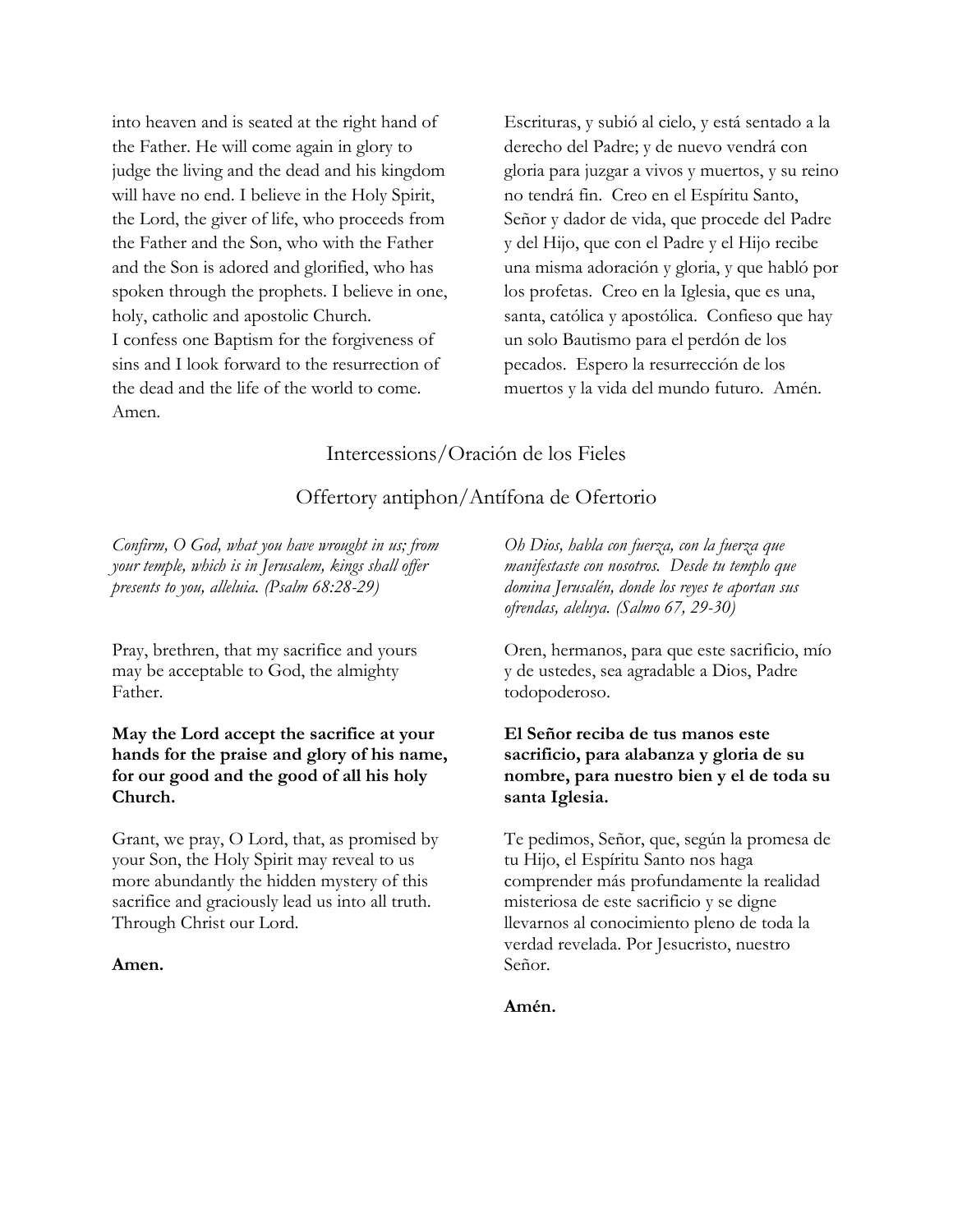into heaven and is seated at the right hand of the Father. He will come again in glory to judge the living and the dead and his kingdom will have no end. I believe in the Holy Spirit, the Lord, the giver of life, who proceeds from the Father and the Son, who with the Father and the Son is adored and glorified, who has spoken through the prophets. I believe in one, holy, catholic and apostolic Church.
I confess one Baptism for the forgiveness of sins and I look forward to the resurrection of the dead and the life of the world to come. Amen.

Escrituras, y subió al cielo, y está sentado a la derecho del Padre; y de nuevo vendrá con gloria para juzgar a vivos y muertos, y su reino no tendrá fin. Creo en el Espíritu Santo, Señor y dador de vida, que procede del Padre y del Hijo, que con el Padre y el Hijo recibe una misma adoración y gloria, y que habló por los profetas. Creo en la Iglesia, que es una, santa, católica y apostólica. Confieso que hay un solo Bautismo para el perdón de los pecados. Espero la resurrección de los muertos y la vida del mundo futuro. Amén.

## Intercessions/Oración de los Fieles

## Offertory antiphon/Antífona de Ofertorio

*Confirm, O God, what you have wrought in us; from your temple, which is in Jerusalem, kings shall offer presents to you, alleluia. (Psalm 68:28-29)*

*Oh Dios, habla con fuerza, con la fuerza que manifestaste con nosotros. Desde tu templo que domina Jerusalén, donde los reyes te aportan sus ofrendas, aleluya. (Salmo 67, 29-30)*

Pray, brethren, that my sacrifice and yours may be acceptable to God, the almighty Father.

Oren, hermanos, para que este sacrificio, mío y de ustedes, sea agradable a Dios, Padre todopoderoso.

**May the Lord accept the sacrifice at your hands for the praise and glory of his name, for our good and the good of all his holy Church.**

**El Señor reciba de tus manos este sacrificio, para alabanza y gloria de su nombre, para nuestro bien y el de toda su santa Iglesia.**

Grant, we pray, O Lord, that, as promised by your Son, the Holy Spirit may reveal to us more abundantly the hidden mystery of this sacrifice and graciously lead us into all truth. Through Christ our Lord.

**Amen.**

Te pedimos, Señor, que, según la promesa de tu Hijo, el Espíritu Santo nos haga comprender más profundamente la realidad misteriosa de este sacrificio y se digne llevarnos al conocimiento pleno de toda la verdad revelada. Por Jesucristo, nuestro Señor.

**Amén.**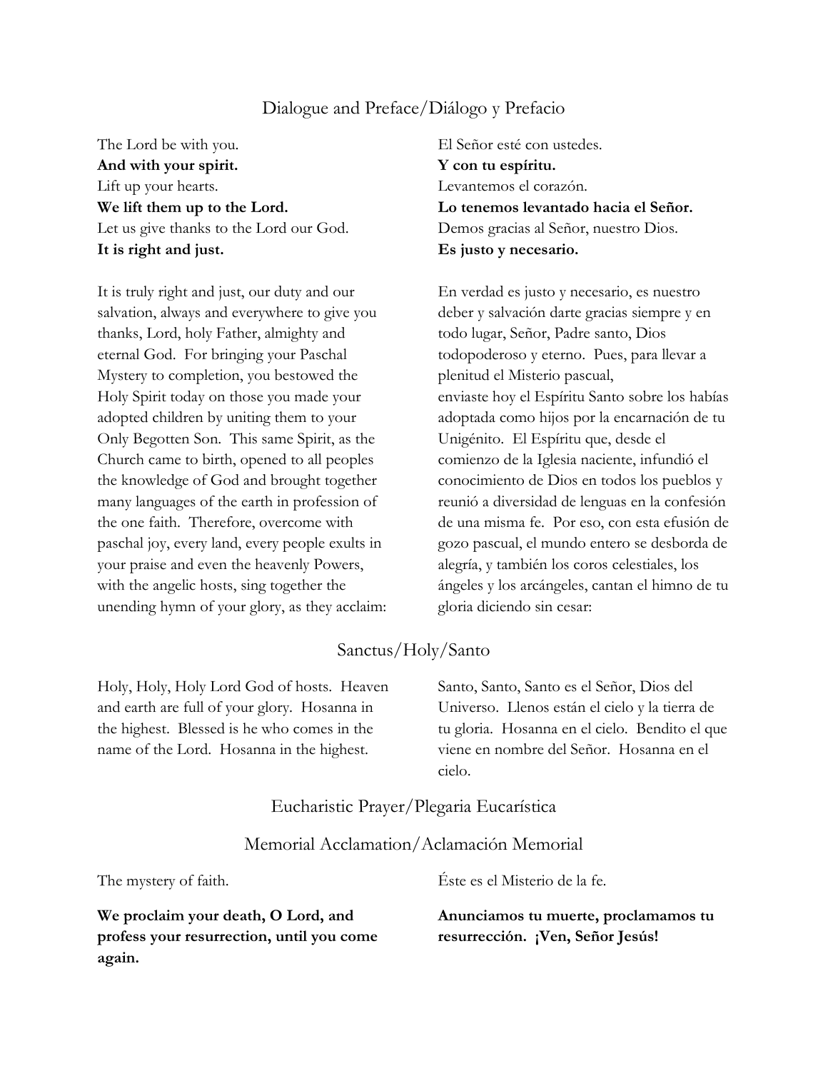## Dialogue and Preface/Diálogo y Prefacio

The Lord be with you.
**And with your spirit.**
Lift up your hearts.
**We lift them up to the Lord.**
Let us give thanks to the Lord our God.
**It is right and just.**

It is truly right and just, our duty and our salvation, always and everywhere to give you thanks, Lord, holy Father, almighty and eternal God. For bringing your Paschal Mystery to completion, you bestowed the Holy Spirit today on those you made your adopted children by uniting them to your Only Begotten Son. This same Spirit, as the Church came to birth, opened to all peoples the knowledge of God and brought together many languages of the earth in profession of the one faith. Therefore, overcome with paschal joy, every land, every people exults in your praise and even the heavenly Powers, with the angelic hosts, sing together the unending hymn of your glory, as they acclaim:

El Señor esté con ustedes.
**Y con tu espíritu.**
Levantemos el corazón.
**Lo tenemos levantado hacia el Señor.**
Demos gracias al Señor, nuestro Dios.
**Es justo y necesario.**

En verdad es justo y necesario, es nuestro deber y salvación darte gracias siempre y en todo lugar, Señor, Padre santo, Dios todopoderoso y eterno. Pues, para llevar a plenitud el Misterio pascual,
enviaste hoy el Espíritu Santo sobre los habías adoptada como hijos por la encarnación de tu Unigénito. El Espíritu que, desde el comienzo de la Iglesia naciente, infundió el conocimiento de Dios en todos los pueblos y reunió a diversidad de lenguas en la confesión de una misma fe. Por eso, con esta efusión de gozo pascual, el mundo entero se desborda de alegría, y también los coros celestiales, los ángeles y los arcángeles, cantan el himno de tu gloria diciendo sin cesar:

## Sanctus/Holy/Santo

Holy, Holy, Holy Lord God of hosts. Heaven and earth are full of your glory. Hosanna in the highest. Blessed is he who comes in the name of the Lord. Hosanna in the highest.

Santo, Santo, Santo es el Señor, Dios del Universo. Llenos están el cielo y la tierra de tu gloria. Hosanna en el cielo. Bendito el que viene en nombre del Señor. Hosanna en el cielo.

## Eucharistic Prayer/Plegaria Eucarística

## Memorial Acclamation/Aclamación Memorial

The mystery of faith.

**We proclaim your death, O Lord, and profess your resurrection, until you come again.**

Éste es el Misterio de la fe.

**Anunciamos tu muerte, proclamamos tu resurrección. ¡Ven, Señor Jesús!**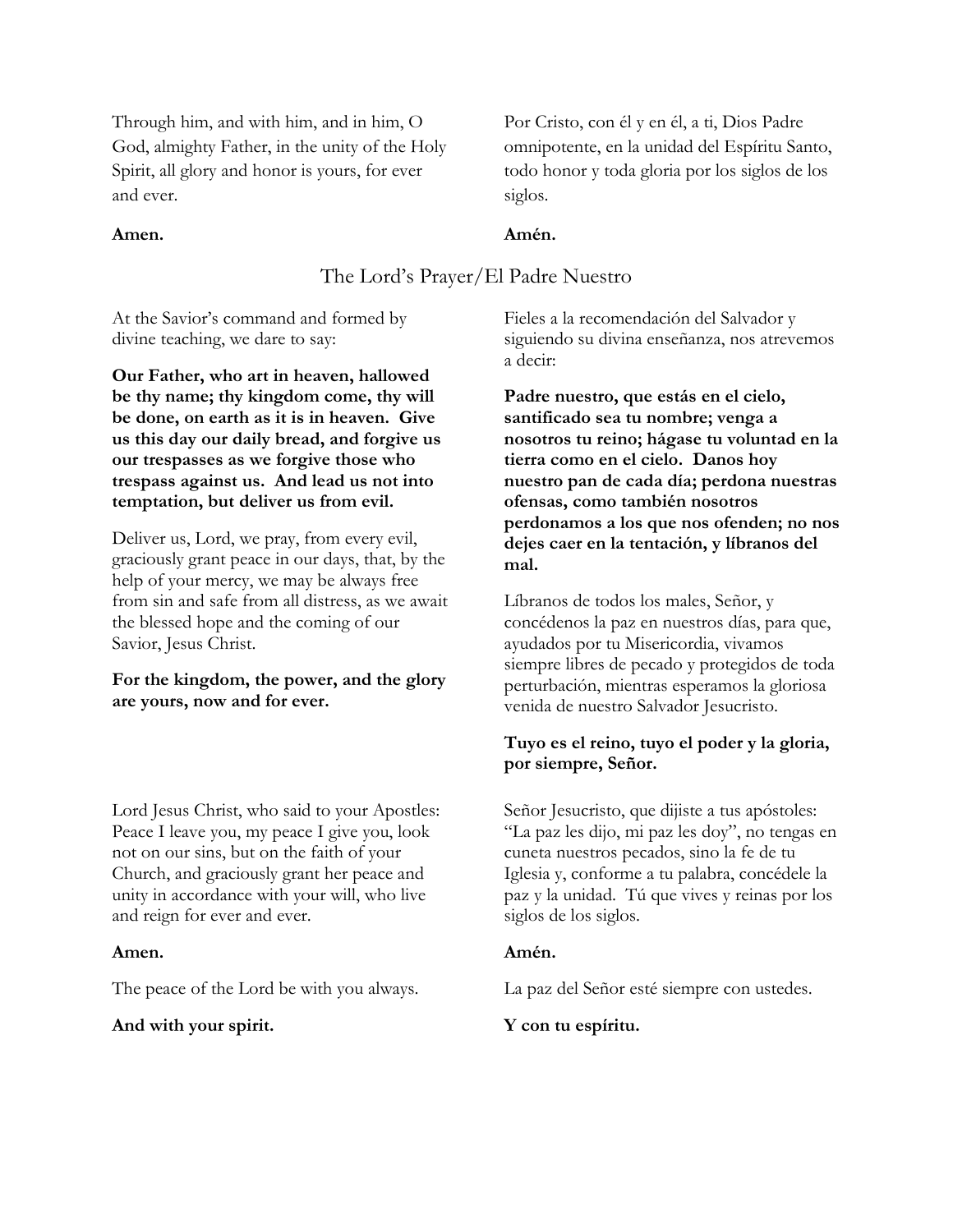Through him, and with him, and in him, O God, almighty Father, in the unity of the Holy Spirit, all glory and honor is yours, for ever and ever.

**Amen.**

Por Cristo, con él y en él, a ti, Dios Padre omnipotente, en la unidad del Espíritu Santo, todo honor y toda gloria por los siglos de los siglos.

**Amén.**

## The Lord's Prayer/El Padre Nuestro

At the Savior's command and formed by divine teaching, we dare to say:

**Our Father, who art in heaven, hallowed be thy name; thy kingdom come, thy will be done, on earth as it is in heaven. Give us this day our daily bread, and forgive us our trespasses as we forgive those who trespass against us. And lead us not into temptation, but deliver us from evil.**

Deliver us, Lord, we pray, from every evil, graciously grant peace in our days, that, by the help of your mercy, we may be always free from sin and safe from all distress, as we await the blessed hope and the coming of our Savior, Jesus Christ.

**For the kingdom, the power, and the glory are yours, now and for ever.**

Fieles a la recomendación del Salvador y siguiendo su divina enseñanza, nos atrevemos a decir:

**Padre nuestro, que estás en el cielo, santificado sea tu nombre; venga a nosotros tu reino; hágase tu voluntad en la tierra como en el cielo. Danos hoy nuestro pan de cada día; perdona nuestras ofensas, como también nosotros perdonamos a los que nos ofenden; no nos dejes caer en la tentación, y líbranos del mal.**

Líbranos de todos los males, Señor, y concédenos la paz en nuestros días, para que, ayudados por tu Misericordia, vivamos siempre libres de pecado y protegidos de toda perturbación, mientras esperamos la gloriosa venida de nuestro Salvador Jesucristo.

**Tuyo es el reino, tuyo el poder y la gloria, por siempre, Señor.**

Lord Jesus Christ, who said to your Apostles: Peace I leave you, my peace I give you, look not on our sins, but on the faith of your Church, and graciously grant her peace and unity in accordance with your will, who live and reign for ever and ever.

**Amen.**

The peace of the Lord be with you always.

**And with your spirit.**

Señor Jesucristo, que dijiste a tus apóstoles: "La paz les dijo, mi paz les doy", no tengas en cuneta nuestros pecados, sino la fe de tu Iglesia y, conforme a tu palabra, concédele la paz y la unidad. Tú que vives y reinas por los siglos de los siglos.

**Amén.**

La paz del Señor esté siempre con ustedes.

**Y con tu espíritu.**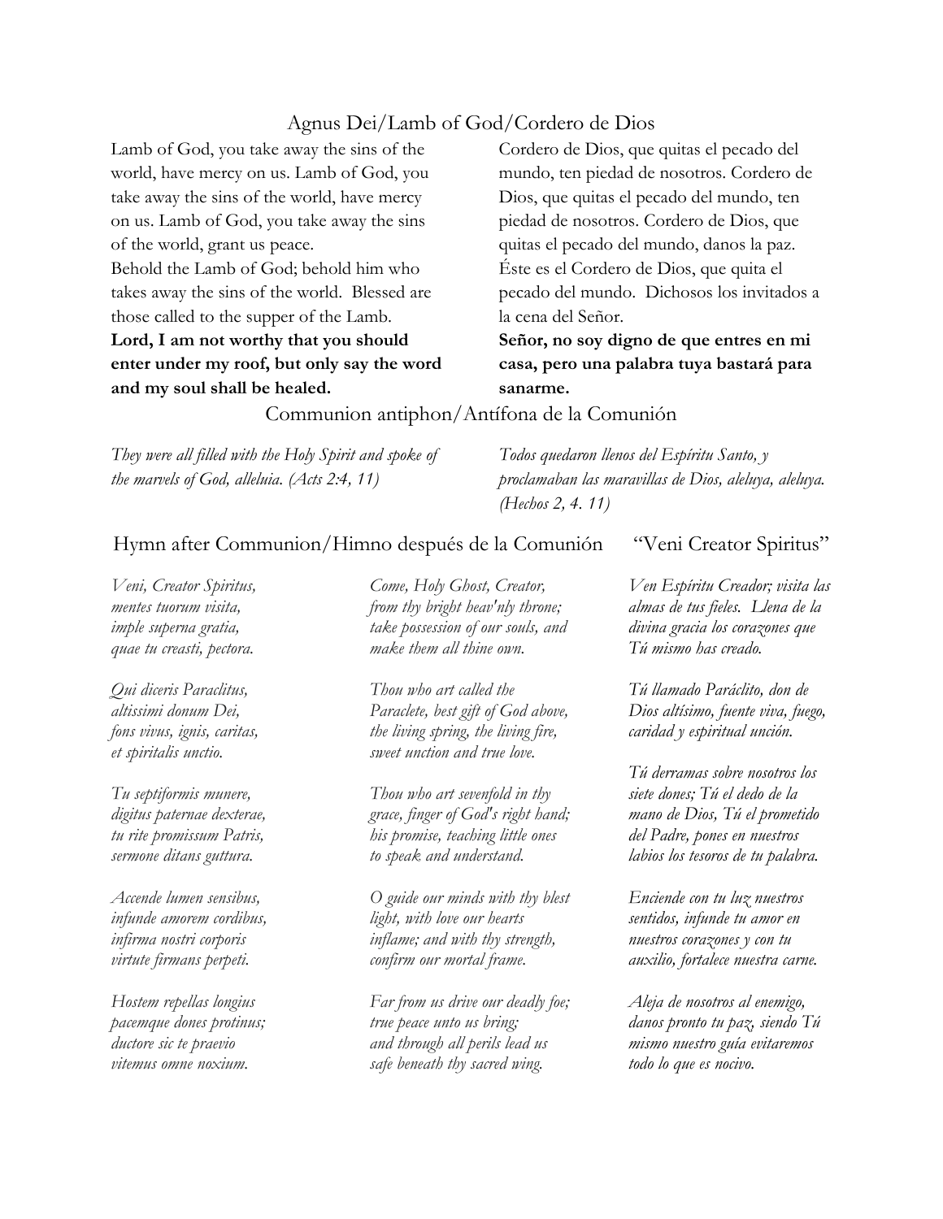## Agnus Dei/Lamb of God/Cordero de Dios

Lamb of God, you take away the sins of the world, have mercy on us. Lamb of God, you take away the sins of the world, have mercy on us. Lamb of God, you take away the sins of the world, grant us peace.
Behold the Lamb of God; behold him who takes away the sins of the world. Blessed are those called to the supper of the Lamb.
**Lord, I am not worthy that you should enter under my roof, but only say the word and my soul shall be healed.**

Cordero de Dios, que quitas el pecado del mundo, ten piedad de nosotros. Cordero de Dios, que quitas el pecado del mundo, ten piedad de nosotros. Cordero de Dios, que quitas el pecado del mundo, danos la paz.
Éste es el Cordero de Dios, que quita el pecado del mundo. Dichosos los invitados a la cena del Señor.
**Señor, no soy digno de que entres en mi casa, pero una palabra tuya bastará para sanarme.**

## Communion antiphon/Antífona de la Comunión

*They were all filled with the Holy Spirit and spoke of the marvels of God, alleluia. (Acts 2:4, 11)*

*Todos quedaron llenos del Espíritu Santo, y proclamaban las maravillas de Dios, aleluya, aleluya. (Hechos 2, 4. 11)*

## Hymn after Communion/Himno después de la Comunión "Veni Creator Spiritus"

*Veni, Creator Spiritus,*
*mentes tuorum visita,*
*imple superna gratia,*
*quae tu creasti, pectora.*

*Qui diceris Paraclitus,*
*altissimi donum Dei,*
*fons vivus, ignis, caritas,*
*et spiritalis unctio.*

*Tu septiformis munere,*
*digitus paternae dexterae,*
*tu rite promissum Patris,*
*sermone ditans guttura.*

*Accende lumen sensibus,*
*infunde amorem cordibus,*
*infirma nostri corporis*
*virtute firmans perpeti.*

*Hostem repellas longius*
*pacemque dones protinus;*
*ductore sic te praevio*
*vitemus omne noxium.*

*Come, Holy Ghost, Creator,*
*from thy bright heav'nly throne;*
*take possession of our souls, and*
*make them all thine own.*

*Thou who art called the*
*Paraclete, best gift of God above,*
*the living spring, the living fire,*
*sweet unction and true love.*

*Thou who art sevenfold in thy*
*grace, finger of God's right hand;*
*his promise, teaching little ones*
*to speak and understand.*

*O guide our minds with thy blest*
*light, with love our hearts*
*inflame; and with thy strength,*
*confirm our mortal frame.*

*Far from us drive our deadly foe;*
*true peace unto us bring;*
*and through all perils lead us*
*safe beneath thy sacred wing.*

*Ven Espíritu Creador; visita las almas de tus fieles. Llena de la divina gracia los corazones que Tú mismo has creado.*

*Tú llamado Paráclito, don de Dios altísimo, fuente viva, fuego, caridad y espiritual unción.*

*Tú derramas sobre nosotros los siete dones; Tú el dedo de la mano de Dios, Tú el prometido del Padre, pones en nuestros labios los tesoros de tu palabra.*

*Enciende con tu luz nuestros sentidos, infunde tu amor en nuestros corazones y con tu auxilio, fortalece nuestra carne.*

*Aleja de nosotros al enemigo, danos pronto tu paz, siendo Tú mismo nuestro guía evitaremos todo lo que es nocivo.*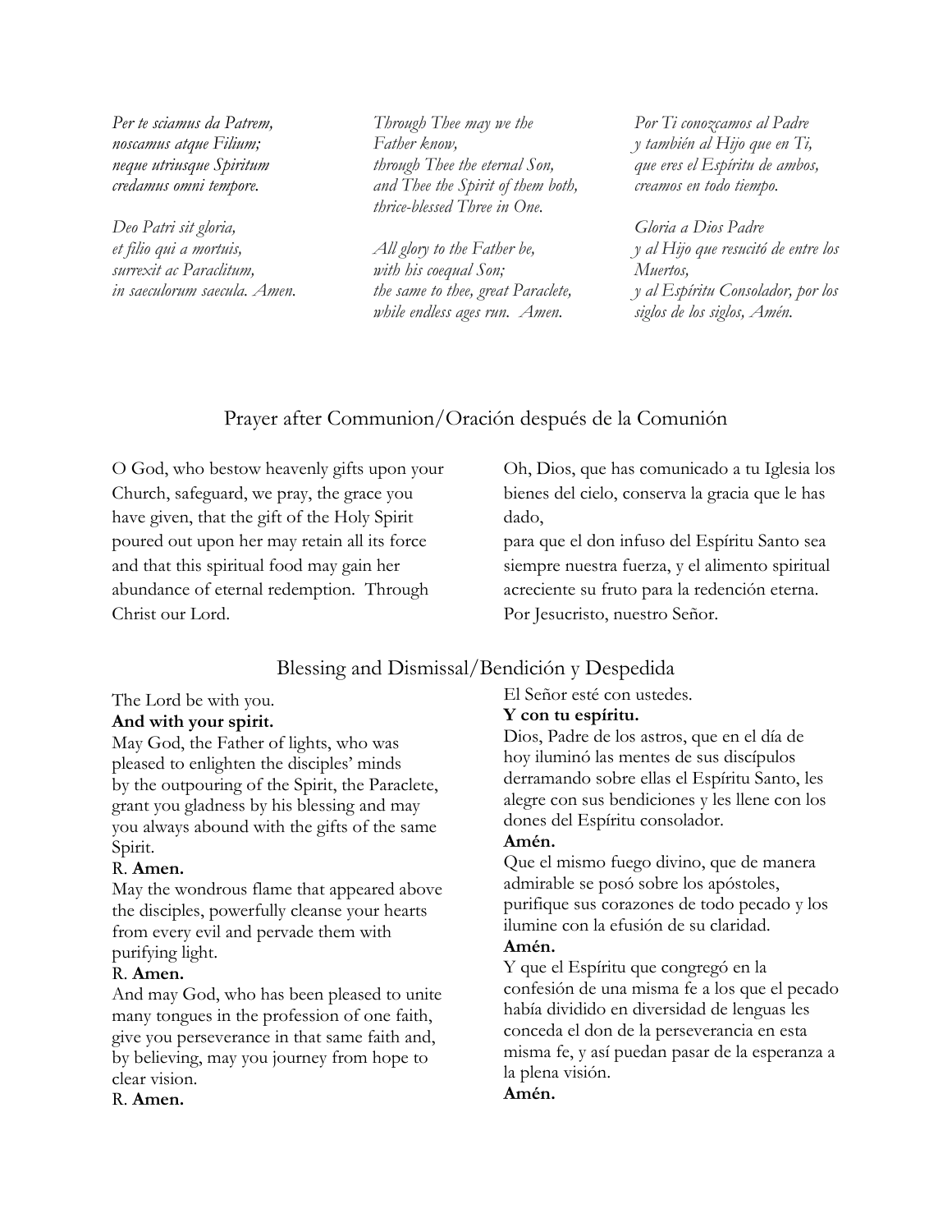*Per te sciamus da Patrem,*
*noscamus atque Filium;*
*neque utriusque Spiritum*
*credamus omni tempore.*

*Deo Patri sit gloria,*
*et filio qui a mortuis,*
*surrexit ac Paraclitum,*
*in saeculorum saecula. Amen.*

*Through Thee may we the*
*Father know,*
*through Thee the eternal Son,*
*and Thee the Spirit of them both,*
*thrice-blessed Three in One.*

*All glory to the Father be,*
*with his coequal Son;*
*the same to thee, great Paraclete,*
*while endless ages run. Amen.*

*Por Ti conozcamos al Padre*
*y también al Hijo que en Ti,*
*que eres el Espíritu de ambos,*
*creamos en todo tiempo.*

*Gloria a Dios Padre*
*y al Hijo que resucitó de entre los*
*Muertos,*
*y al Espíritu Consolador, por los*
*siglos de los siglos, Amén.*

## Prayer after Communion/Oración después de la Comunión

O God, who bestow heavenly gifts upon your Church, safeguard, we pray, the grace you have given, that the gift of the Holy Spirit poured out upon her may retain all its force and that this spiritual food may gain her abundance of eternal redemption. Through Christ our Lord.

Oh, Dios, que has comunicado a tu Iglesia los bienes del cielo, conserva la gracia que le has dado,
para que el don infuso del Espíritu Santo sea siempre nuestra fuerza, y el alimento spiritual acreciente su fruto para la redención eterna. Por Jesucristo, nuestro Señor.

## Blessing and Dismissal/Bendición y Despedida

The Lord be with you.
**And with your spirit.**
May God, the Father of lights, who was pleased to enlighten the disciples' minds by the outpouring of the Spirit, the Paraclete, grant you gladness by his blessing and may you always abound with the gifts of the same Spirit.
R. **Amen.**
May the wondrous flame that appeared above the disciples, powerfully cleanse your hearts from every evil and pervade them with purifying light.
R. **Amen.**
And may God, who has been pleased to unite many tongues in the profession of one faith, give you perseverance in that same faith and, by believing, may you journey from hope to clear vision.
R. **Amen.**

El Señor esté con ustedes.
**Y con tu espíritu.**
Dios, Padre de los astros, que en el día de hoy iluminó las mentes de sus discípulos derramando sobre ellas el Espíritu Santo, les alegre con sus bendiciones y les llene con los dones del Espíritu consolador.
**Amén.**
Que el mismo fuego divino, que de manera admirable se posó sobre los apóstoles, purifique sus corazones de todo pecado y los ilumine con la efusión de su claridad.
**Amén.**
Y que el Espíritu que congregó en la confesión de una misma fe a los que el pecado había dividido en diversidad de lenguas les conceda el don de la perseverancia en esta misma fe, y así puedan pasar de la esperanza a la plena visión.
**Amén.**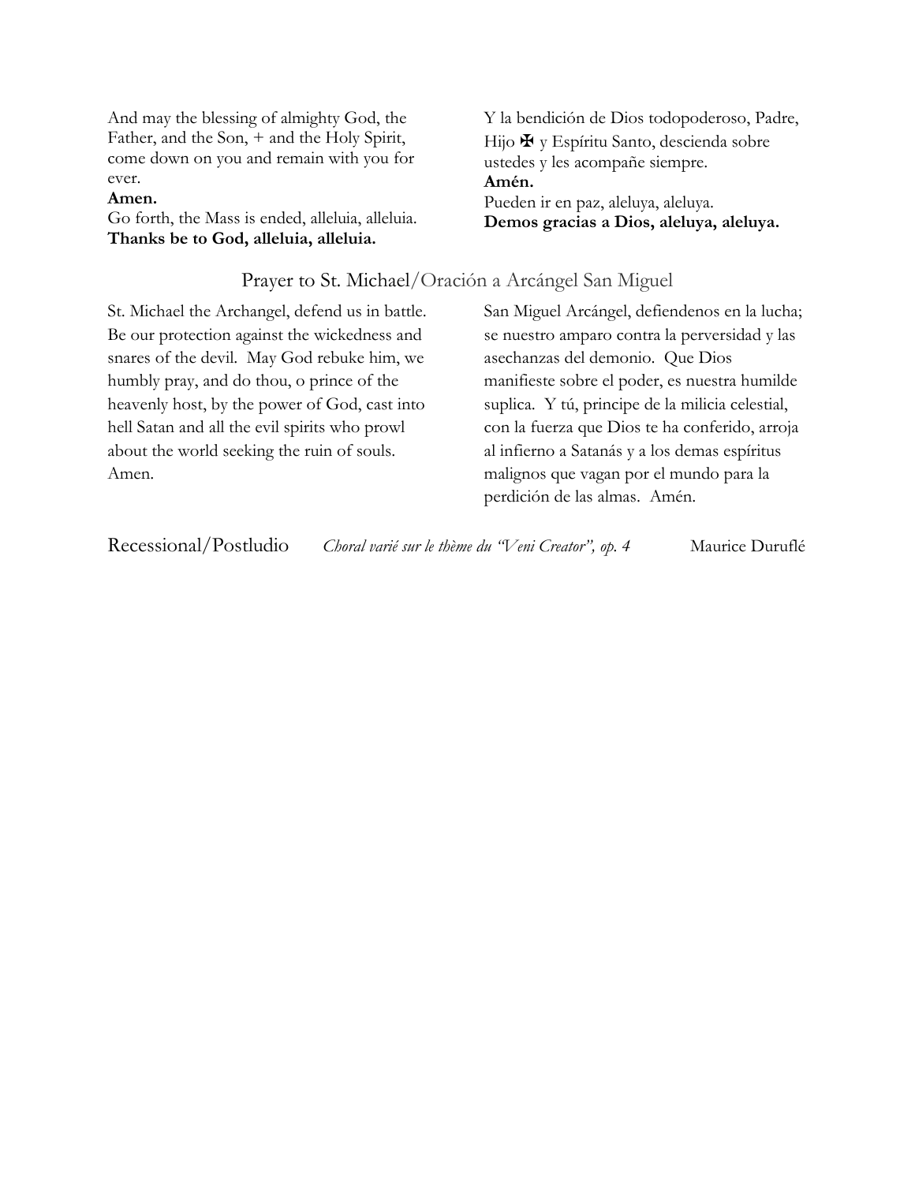And may the blessing of almighty God, the Father, and the Son, + and the Holy Spirit, come down on you and remain with you for ever.
**Amen.**
Go forth, the Mass is ended, alleluia, alleluia.
**Thanks be to God, alleluia, alleluia.**

Y la bendición de Dios todopoderoso, Padre, Hijo ✠ y Espíritu Santo, descienda sobre ustedes y les acompañe siempre.
**Amén.**
Pueden ir en paz, aleluya, aleluya.
**Demos gracias a Dios, aleluya, aleluya.**

## Prayer to St. Michael/Oración a Arcángel San Miguel

St. Michael the Archangel, defend us in battle. Be our protection against the wickedness and snares of the devil. May God rebuke him, we humbly pray, and do thou, o prince of the heavenly host, by the power of God, cast into hell Satan and all the evil spirits who prowl about the world seeking the ruin of souls. Amen.

San Miguel Arcángel, defiendenos en la lucha; se nuestro amparo contra la perversidad y las asechanzas del demonio. Que Dios manifieste sobre el poder, es nuestra humilde suplica. Y tú, principe de la milicia celestial, con la fuerza que Dios te ha conferido, arroja al infierno a Satanás y a los demas espíritus malignos que vagan por el mundo para la perdición de las almas. Amén.

Recessional/Postludio *Choral varié sur le thème du "Veni Creator", op. 4* Maurice Duruflé